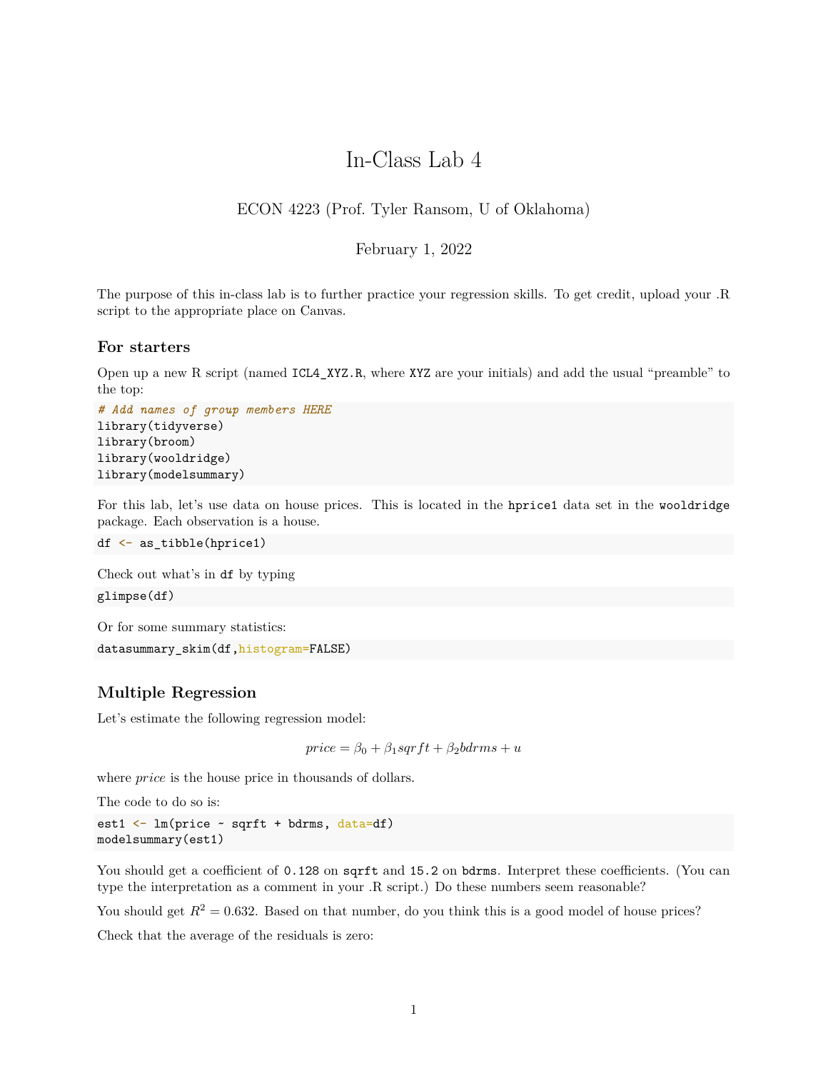# In-Class Lab 4

ECON 4223 (Prof. Tyler Ransom, U of Oklahoma)

February 1, 2022

The purpose of this in-class lab is to further practice your regression skills. To get credit, upload your .R script to the appropriate place on Canvas.

### For starters

Open up a new R script (named `ICL4_XYZ.R`, where `XYZ` are your initials) and add the usual "preamble" to the top:

```
# Add names of group members HERE
library(tidyverse)
library(broom)
library(wooldridge)
library(modelsummary)
```

For this lab, let's use data on house prices. This is located in the `hprice1` data set in the `wooldridge` package. Each observation is a house.

```
df <- as_tibble(hprice1)
```

Check out what's in `df` by typing

```
glimpse(df)
```

Or for some summary statistics:

```
datasummary_skim(df,histogram=FALSE)
```

### Multiple Regression

Let's estimate the following regression model:

$$price = \beta_0 + \beta_1 sqrft + \beta_2 bdrms + u$$

where $price$ is the house price in thousands of dollars.

The code to do so is:

```
est1 <- lm(price ~ sqrft + bdrms, data=df)
modelsummary(est1)
```

You should get a coefficient of `0.128` on `sqrft` and `15.2` on `bdrms`. Interpret these coefficients. (You can type the interpretation as a comment in your .R script.) Do these numbers seem reasonable?

You should get $R^2 = 0.632$. Based on that number, do you think this is a good model of house prices?

Check that the average of the residuals is zero: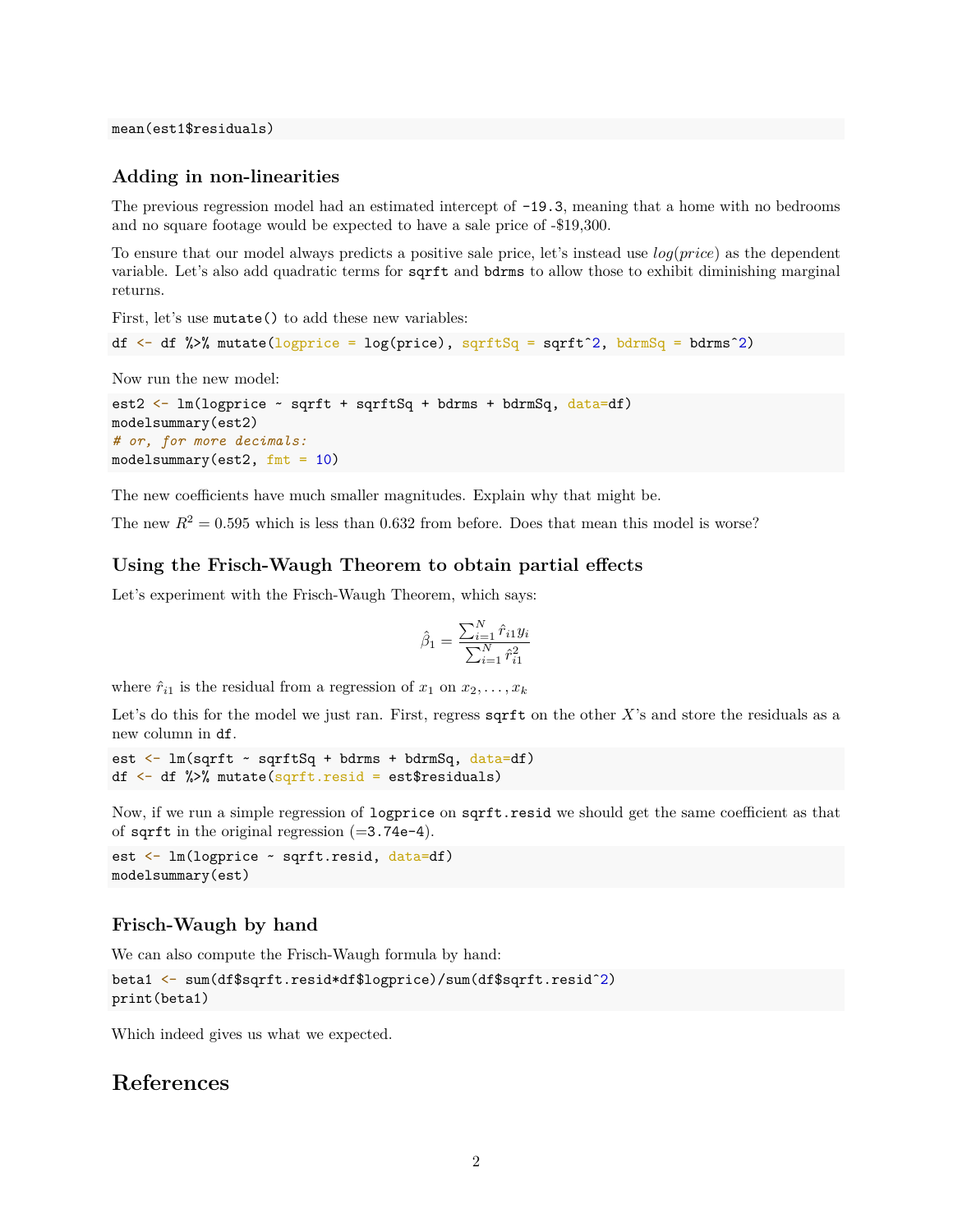```
mean(est1$residuals)
```

### Adding in non-linearities

The previous regression model had an estimated intercept of `-19.3`, meaning that a home with no bedrooms and no square footage would be expected to have a sale price of -$19,300.

To ensure that our model always predicts a positive sale price, let's instead use $log(price)$ as the dependent variable. Let's also add quadratic terms for `sqrft` and `bdrms` to allow those to exhibit diminishing marginal returns.

First, let's use `mutate()` to add these new variables:

```
df <- df %>% mutate(logprice = log(price), sqrftSq = sqrft^2, bdrmSq = bdrms^2)
```

Now run the new model:

```
est2 <- lm(logprice ~ sqrft + sqrftSq + bdrms + bdrmSq, data=df)
modelsummary(est2)
# or, for more decimals:
modelsummary(est2, fmt = 10)
```

The new coefficients have much smaller magnitudes. Explain why that might be.

The new $R^2 = 0.595$ which is less than 0.632 from before. Does that mean this model is worse?

### Using the Frisch-Waugh Theorem to obtain partial effects

Let's experiment with the Frisch-Waugh Theorem, which says:

$$\hat{\beta}_1 = \frac{\sum_{i=1}^{N} \hat{r}_{i1} y_i}{\sum_{i=1}^{N} \hat{r}_{i1}^2}$$

where $\hat{r}_{i1}$ is the residual from a regression of $x_1$ on $x_2, \ldots, x_k$

Let's do this for the model we just ran. First, regress `sqrft` on the other $X$'s and store the residuals as a new column in `df`.

```
est <- lm(sqrft ~ sqrftSq + bdrms + bdrmSq, data=df)
df <- df %>% mutate(sqrft.resid = est$residuals)
```

Now, if we run a simple regression of `logprice` on `sqrft.resid` we should get the same coefficient as that of `sqrft` in the original regression (=`3.74e-4`).

```
est <- lm(logprice ~ sqrft.resid, data=df)
modelsummary(est)
```

### Frisch-Waugh by hand

We can also compute the Frisch-Waugh formula by hand:

```
beta1 <- sum(df$sqrft.resid*df$logprice)/sum(df$sqrft.resid^2)
print(beta1)
```

Which indeed gives us what we expected.

## References